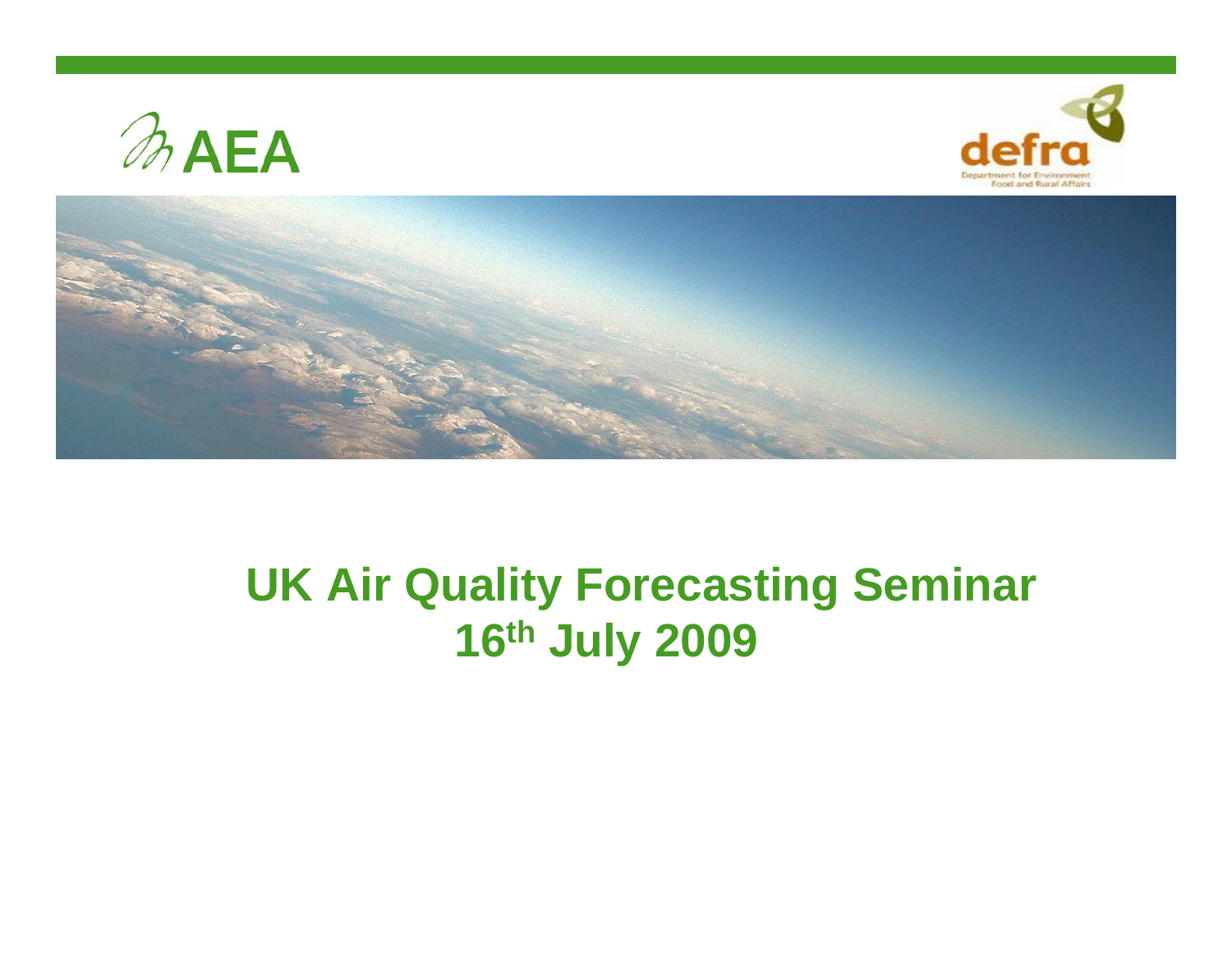AEA

defra

Department for Environment Food and Rural Affairs

# UK Air Quality Forecasting Seminar 16th July 2009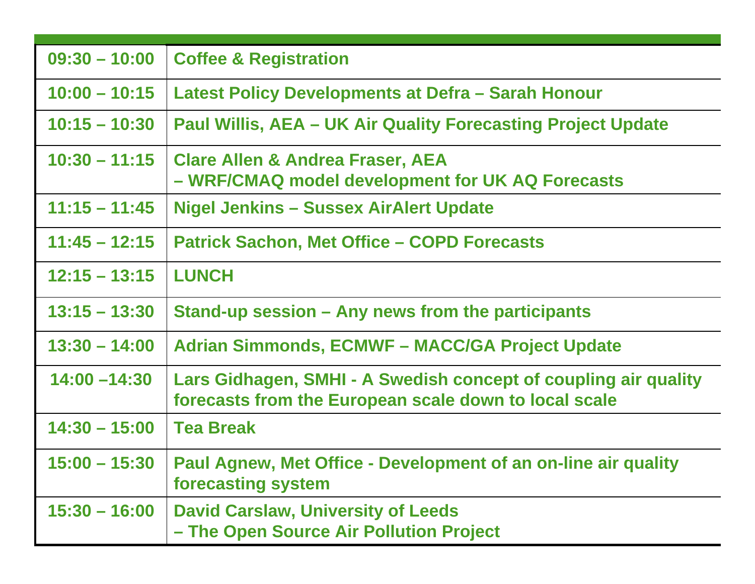| | |
|---|---|
| 09:30 – 10:00 | Coffee & Registration |
| 10:00 – 10:15 | Latest Policy Developments at Defra – Sarah Honour |
| 10:15 – 10:30 | Paul Willis, AEA – UK Air Quality Forecasting Project Update |
| 10:30 – 11:15 | Clare Allen & Andrea Fraser, AEA<br>– WRF/CMAQ model development for UK AQ Forecasts |
| 11:15 – 11:45 | Nigel Jenkins – Sussex AirAlert Update |
| 11:45 – 12:15 | Patrick Sachon, Met Office – COPD Forecasts |
| 12:15 – 13:15 | LUNCH |
| 13:15 – 13:30 | Stand-up session – Any news from the participants |
| 13:30 – 14:00 | Adrian Simmonds, ECMWF – MACC/GA Project Update |
| 14:00 –14:30 | Lars Gidhagen, SMHI - A Swedish concept of coupling air quality forecasts from the European scale down to local scale |
| 14:30 – 15:00 | Tea Break |
| 15:00 – 15:30 | Paul Agnew, Met Office - Development of an on-line air quality forecasting system |
| 15:30 – 16:00 | David Carslaw, University of Leeds<br>– The Open Source Air Pollution Project |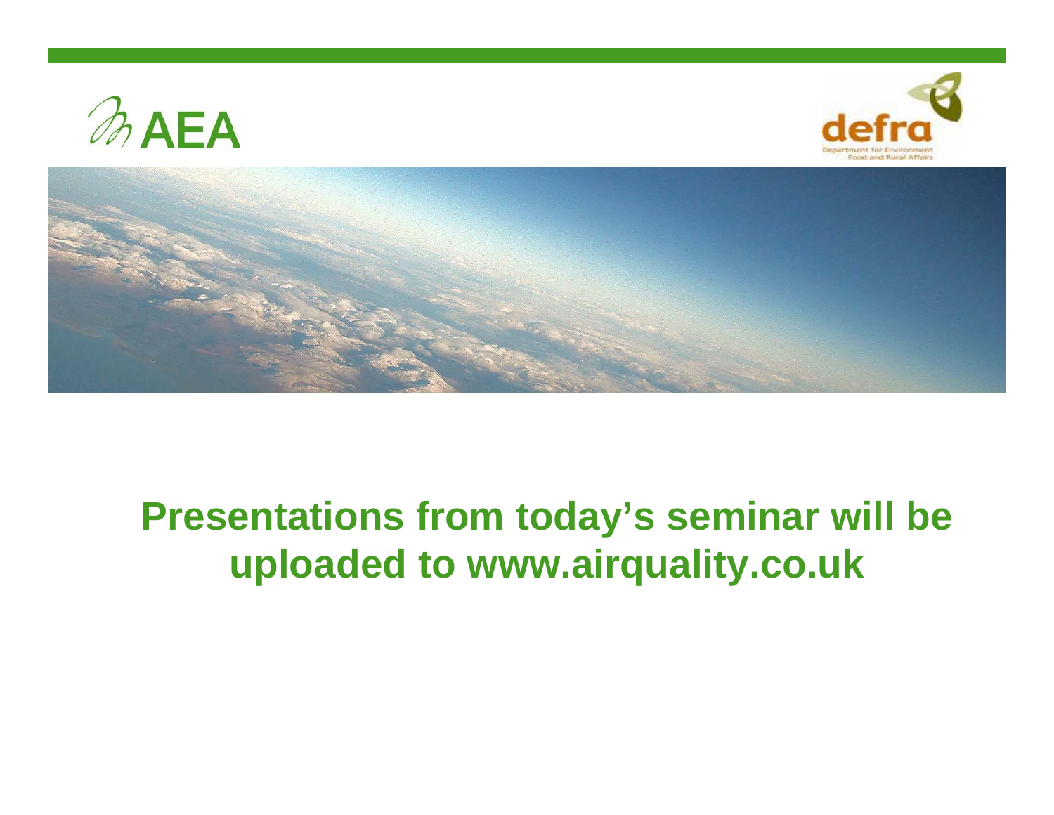AEA

defra

Department for Environment Food and Rural Affairs

**Presentations from today's seminar will be uploaded to www.airquality.co.uk**